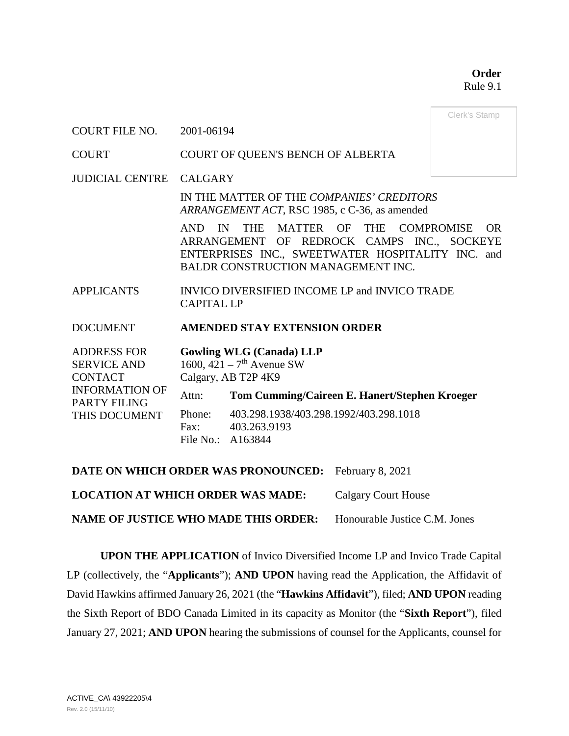**Order**
Rule 9.1

Clerk's Stamp

| | |
|---|---|
| COURT FILE NO. | 2001-06194 |
| COURT | COURT OF QUEEN'S BENCH OF ALBERTA |
| JUDICIAL CENTRE | CALGARY |
| | IN THE MATTER OF THE *COMPANIES' CREDITORS ARRANGEMENT ACT*, RSC 1985, c C-36, as amended |
| | AND IN THE MATTER OF THE COMPROMISE OR ARRANGEMENT OF REDROCK CAMPS INC., SOCKEYE ENTERPRISES INC., SWEETWATER HOSPITALITY INC. and BALDR CONSTRUCTION MANAGEMENT INC. |
| APPLICANTS | INVICO DIVERSIFIED INCOME LP and INVICO TRADE CAPITAL LP |
| DOCUMENT | **AMENDED STAY EXTENSION ORDER** |
| ADDRESS FOR SERVICE AND CONTACT INFORMATION OF PARTY FILING THIS DOCUMENT | **Gowling WLG (Canada) LLP**<br>1600, 421 – 7th Avenue SW<br>Calgary, AB T2P 4K9<br>Attn: **Tom Cumming/Caireen E. Hanert/Stephen Kroeger**<br>Phone: 403.298.1938/403.298.1992/403.298.1018<br>Fax: 403.263.9193<br>File No.: A163844 |

**DATE ON WHICH ORDER WAS PRONOUNCED:** February 8, 2021

**LOCATION AT WHICH ORDER WAS MADE:** Calgary Court House

**NAME OF JUSTICE WHO MADE THIS ORDER:** Honourable Justice C.M. Jones

**UPON THE APPLICATION** of Invico Diversified Income LP and Invico Trade Capital LP (collectively, the "**Applicants**"); **AND UPON** having read the Application, the Affidavit of David Hawkins affirmed January 26, 2021 (the "**Hawkins Affidavit**"), filed; **AND UPON** reading the Sixth Report of BDO Canada Limited in its capacity as Monitor (the "**Sixth Report**"), filed January 27, 2021; **AND UPON** hearing the submissions of counsel for the Applicants, counsel for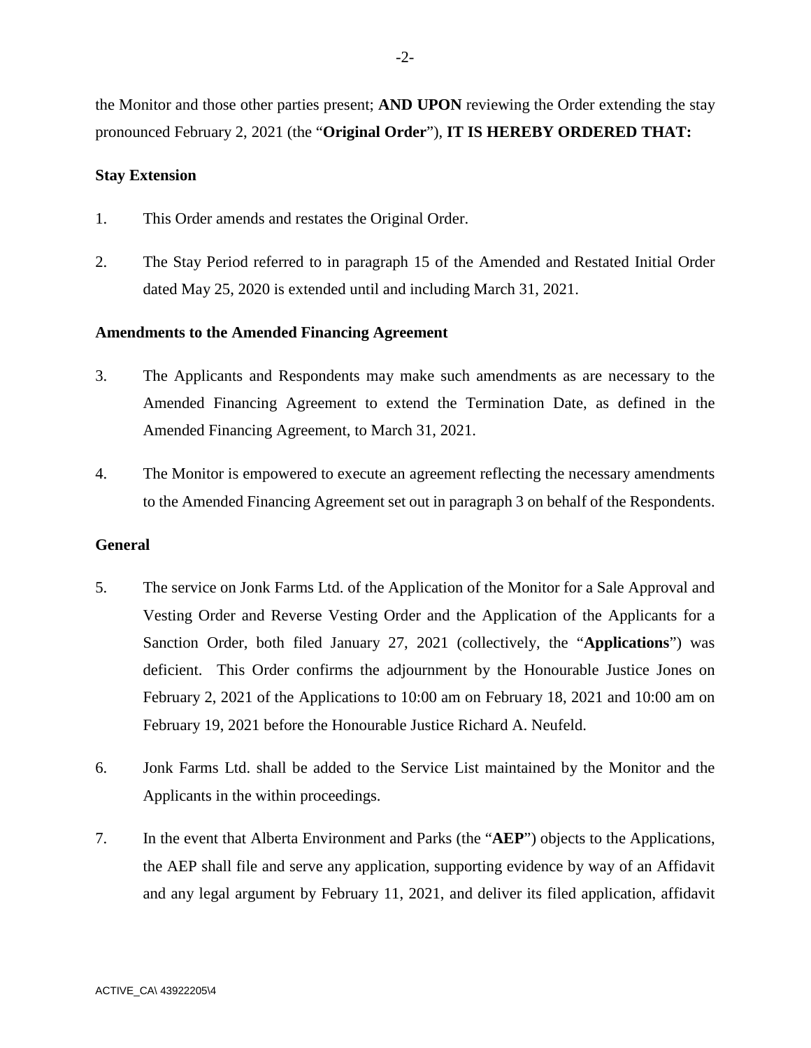the Monitor and those other parties present; **AND UPON** reviewing the Order extending the stay pronounced February 2, 2021 (the "**Original Order**"), **IT IS HEREBY ORDERED THAT:**

**Stay Extension**

1. This Order amends and restates the Original Order.

2. The Stay Period referred to in paragraph 15 of the Amended and Restated Initial Order dated May 25, 2020 is extended until and including March 31, 2021.

**Amendments to the Amended Financing Agreement**

3. The Applicants and Respondents may make such amendments as are necessary to the Amended Financing Agreement to extend the Termination Date, as defined in the Amended Financing Agreement, to March 31, 2021.

4. The Monitor is empowered to execute an agreement reflecting the necessary amendments to the Amended Financing Agreement set out in paragraph 3 on behalf of the Respondents.

**General**

5. The service on Jonk Farms Ltd. of the Application of the Monitor for a Sale Approval and Vesting Order and Reverse Vesting Order and the Application of the Applicants for a Sanction Order, both filed January 27, 2021 (collectively, the "**Applications**") was deficient. This Order confirms the adjournment by the Honourable Justice Jones on February 2, 2021 of the Applications to 10:00 am on February 18, 2021 and 10:00 am on February 19, 2021 before the Honourable Justice Richard A. Neufeld.

6. Jonk Farms Ltd. shall be added to the Service List maintained by the Monitor and the Applicants in the within proceedings.

7. In the event that Alberta Environment and Parks (the "**AEP**") objects to the Applications, the AEP shall file and serve any application, supporting evidence by way of an Affidavit and any legal argument by February 11, 2021, and deliver its filed application, affidavit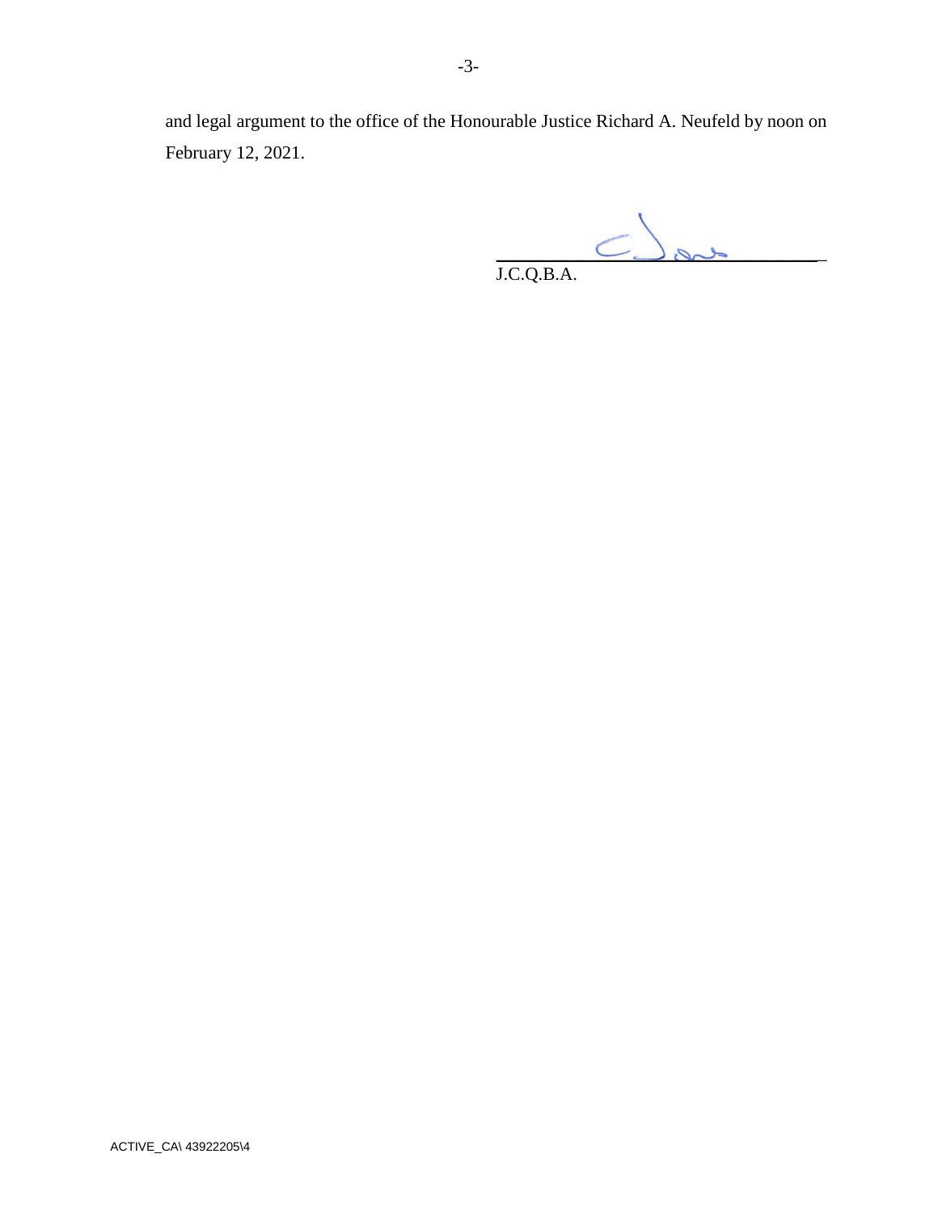and legal argument to the office of the Honourable Justice Richard A. Neufeld by noon on February 12, 2021.

\_\_\_\_\_\_\_\_\_\_\_\_\_\_\_\_\_\_\_\_\_\_\_\_\_\_\_\_\_\_\_\_

J.C.Q.B.A.

ACTIVE_CA\ 43922205\4